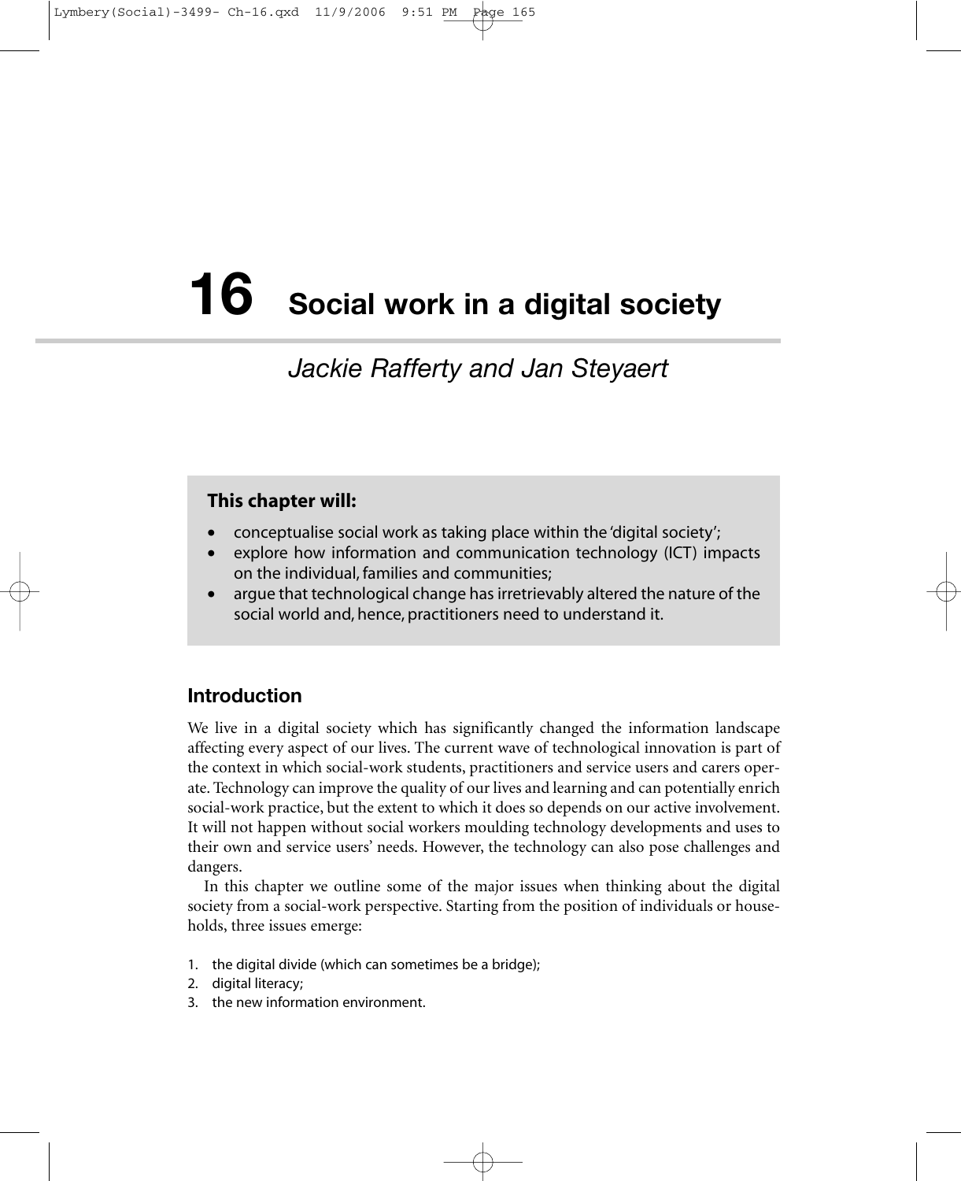# 16 Social work in a digital society

*Jackie Rafferty and Jan Steyaert*

**This chapter will:**

- conceptualise social work as taking place within the 'digital society';
- explore how information and communication technology (ICT) impacts on the individual, families and communities;
- argue that technological change has irretrievably altered the nature of the social world and, hence, practitioners need to understand it.

## Introduction

We live in a digital society which has significantly changed the information landscape affecting every aspect of our lives. The current wave of technological innovation is part of the context in which social-work students, practitioners and service users and carers operate. Technology can improve the quality of our lives and learning and can potentially enrich social-work practice, but the extent to which it does so depends on our active involvement. It will not happen without social workers moulding technology developments and uses to their own and service users' needs. However, the technology can also pose challenges and dangers.

In this chapter we outline some of the major issues when thinking about the digital society from a social-work perspective. Starting from the position of individuals or households, three issues emerge:

1. the digital divide (which can sometimes be a bridge);
2. digital literacy;
3. the new information environment.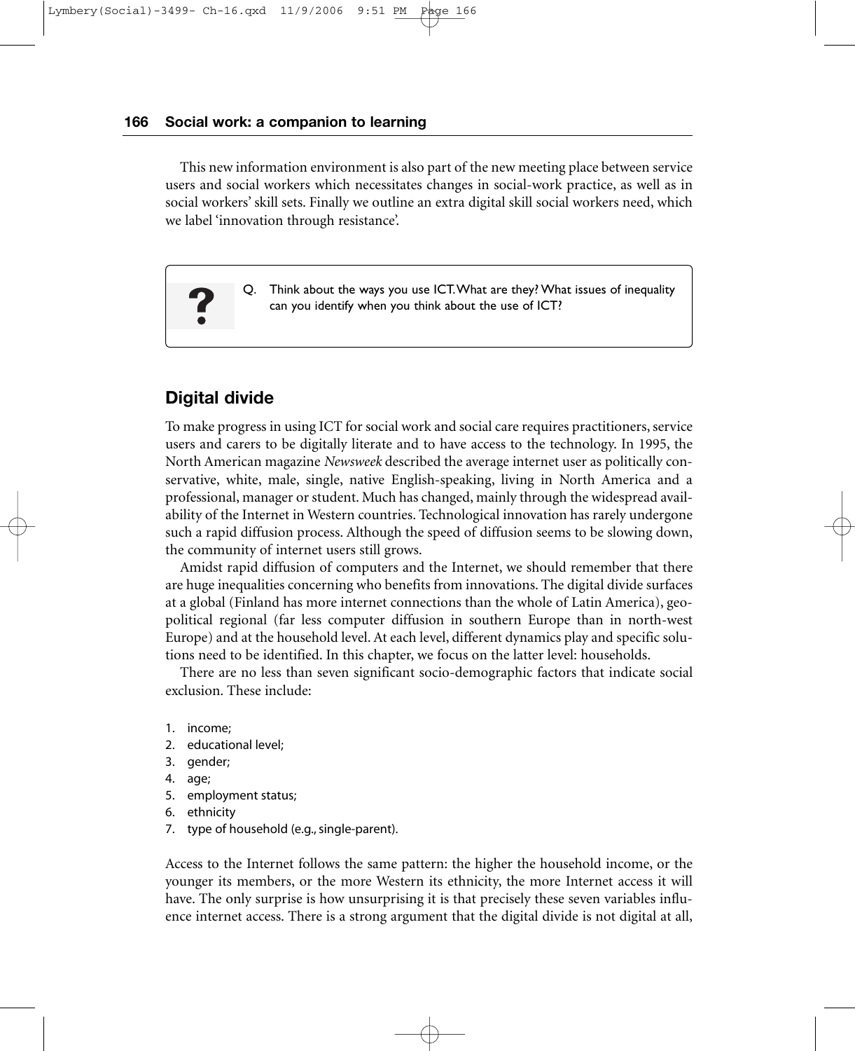This new information environment is also part of the new meeting place between service users and social workers which necessitates changes in social-work practice, as well as in social workers' skill sets. Finally we outline an extra digital skill social workers need, which we label 'innovation through resistance'.

> Q. Think about the ways you use ICT. What are they? What issues of inequality can you identify when you think about the use of ICT?

## Digital divide

To make progress in using ICT for social work and social care requires practitioners, service users and carers to be digitally literate and to have access to the technology. In 1995, the North American magazine *Newsweek* described the average internet user as politically conservative, white, male, single, native English-speaking, living in North America and a professional, manager or student. Much has changed, mainly through the widespread availability of the Internet in Western countries. Technological innovation has rarely undergone such a rapid diffusion process. Although the speed of diffusion seems to be slowing down, the community of internet users still grows.

Amidst rapid diffusion of computers and the Internet, we should remember that there are huge inequalities concerning who benefits from innovations. The digital divide surfaces at a global (Finland has more internet connections than the whole of Latin America), geopolitical regional (far less computer diffusion in southern Europe than in north-west Europe) and at the household level. At each level, different dynamics play and specific solutions need to be identified. In this chapter, we focus on the latter level: households.

There are no less than seven significant socio-demographic factors that indicate social exclusion. These include:

1. income;
2. educational level;
3. gender;
4. age;
5. employment status;
6. ethnicity
7. type of household (e.g., single-parent).

Access to the Internet follows the same pattern: the higher the household income, or the younger its members, or the more Western its ethnicity, the more Internet access it will have. The only surprise is how unsurprising it is that precisely these seven variables influence internet access. There is a strong argument that the digital divide is not digital at all,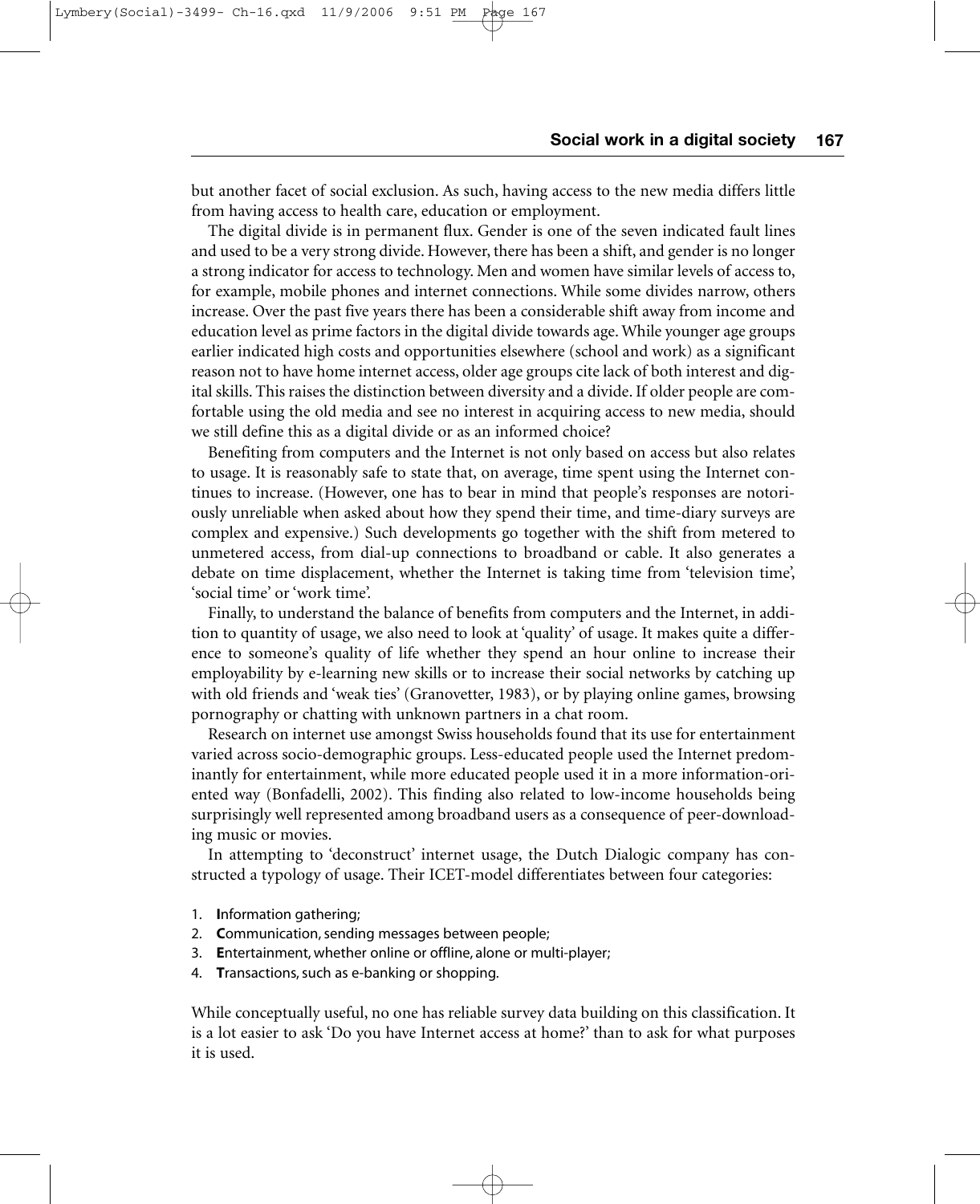but another facet of social exclusion. As such, having access to the new media differs little from having access to health care, education or employment.

The digital divide is in permanent flux. Gender is one of the seven indicated fault lines and used to be a very strong divide. However, there has been a shift, and gender is no longer a strong indicator for access to technology. Men and women have similar levels of access to, for example, mobile phones and internet connections. While some divides narrow, others increase. Over the past five years there has been a considerable shift away from income and education level as prime factors in the digital divide towards age. While younger age groups earlier indicated high costs and opportunities elsewhere (school and work) as a significant reason not to have home internet access, older age groups cite lack of both interest and digital skills. This raises the distinction between diversity and a divide. If older people are comfortable using the old media and see no interest in acquiring access to new media, should we still define this as a digital divide or as an informed choice?

Benefiting from computers and the Internet is not only based on access but also relates to usage. It is reasonably safe to state that, on average, time spent using the Internet continues to increase. (However, one has to bear in mind that people's responses are notoriously unreliable when asked about how they spend their time, and time-diary surveys are complex and expensive.) Such developments go together with the shift from metered to unmetered access, from dial-up connections to broadband or cable. It also generates a debate on time displacement, whether the Internet is taking time from 'television time', 'social time' or 'work time'.

Finally, to understand the balance of benefits from computers and the Internet, in addition to quantity of usage, we also need to look at 'quality' of usage. It makes quite a difference to someone's quality of life whether they spend an hour online to increase their employability by e-learning new skills or to increase their social networks by catching up with old friends and 'weak ties' (Granovetter, 1983), or by playing online games, browsing pornography or chatting with unknown partners in a chat room.

Research on internet use amongst Swiss households found that its use for entertainment varied across socio-demographic groups. Less-educated people used the Internet predominantly for entertainment, while more educated people used it in a more information-oriented way (Bonfadelli, 2002). This finding also related to low-income households being surprisingly well represented among broadband users as a consequence of peer-downloading music or movies.

In attempting to 'deconstruct' internet usage, the Dutch Dialogic company has constructed a typology of usage. Their ICET-model differentiates between four categories:

1. **I**nformation gathering;
2. **C**ommunication, sending messages between people;
3. **E**ntertainment, whether online or offline, alone or multi-player;
4. **T**ransactions, such as e-banking or shopping.

While conceptually useful, no one has reliable survey data building on this classification. It is a lot easier to ask 'Do you have Internet access at home?' than to ask for what purposes it is used.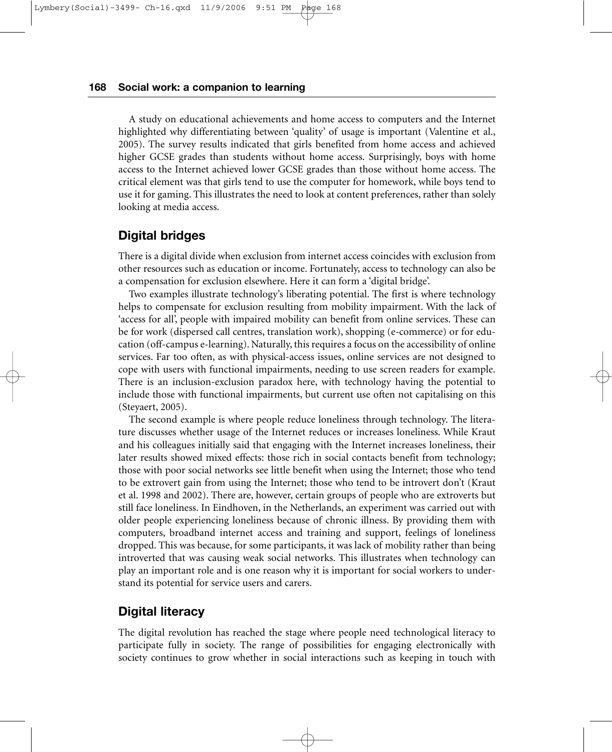A study on educational achievements and home access to computers and the Internet highlighted why differentiating between 'quality' of usage is important (Valentine et al., 2005). The survey results indicated that girls benefited from home access and achieved higher GCSE grades than students without home access. Surprisingly, boys with home access to the Internet achieved lower GCSE grades than those without home access. The critical element was that girls tend to use the computer for homework, while boys tend to use it for gaming. This illustrates the need to look at content preferences, rather than solely looking at media access.

## Digital bridges

There is a digital divide when exclusion from internet access coincides with exclusion from other resources such as education or income. Fortunately, access to technology can also be a compensation for exclusion elsewhere. Here it can form a 'digital bridge'.

Two examples illustrate technology's liberating potential. The first is where technology helps to compensate for exclusion resulting from mobility impairment. With the lack of 'access for all', people with impaired mobility can benefit from online services. These can be for work (dispersed call centres, translation work), shopping (e-commerce) or for education (off-campus e-learning). Naturally, this requires a focus on the accessibility of online services. Far too often, as with physical-access issues, online services are not designed to cope with users with functional impairments, needing to use screen readers for example. There is an inclusion-exclusion paradox here, with technology having the potential to include those with functional impairments, but current use often not capitalising on this (Steyaert, 2005).

The second example is where people reduce loneliness through technology. The literature discusses whether usage of the Internet reduces or increases loneliness. While Kraut and his colleagues initially said that engaging with the Internet increases loneliness, their later results showed mixed effects: those rich in social contacts benefit from technology; those with poor social networks see little benefit when using the Internet; those who tend to be extrovert gain from using the Internet; those who tend to be introvert don't (Kraut et al. 1998 and 2002). There are, however, certain groups of people who are extroverts but still face loneliness. In Eindhoven, in the Netherlands, an experiment was carried out with older people experiencing loneliness because of chronic illness. By providing them with computers, broadband internet access and training and support, feelings of loneliness dropped. This was because, for some participants, it was lack of mobility rather than being introverted that was causing weak social networks. This illustrates when technology can play an important role and is one reason why it is important for social workers to understand its potential for service users and carers.

## Digital literacy

The digital revolution has reached the stage where people need technological literacy to participate fully in society. The range of possibilities for engaging electronically with society continues to grow whether in social interactions such as keeping in touch with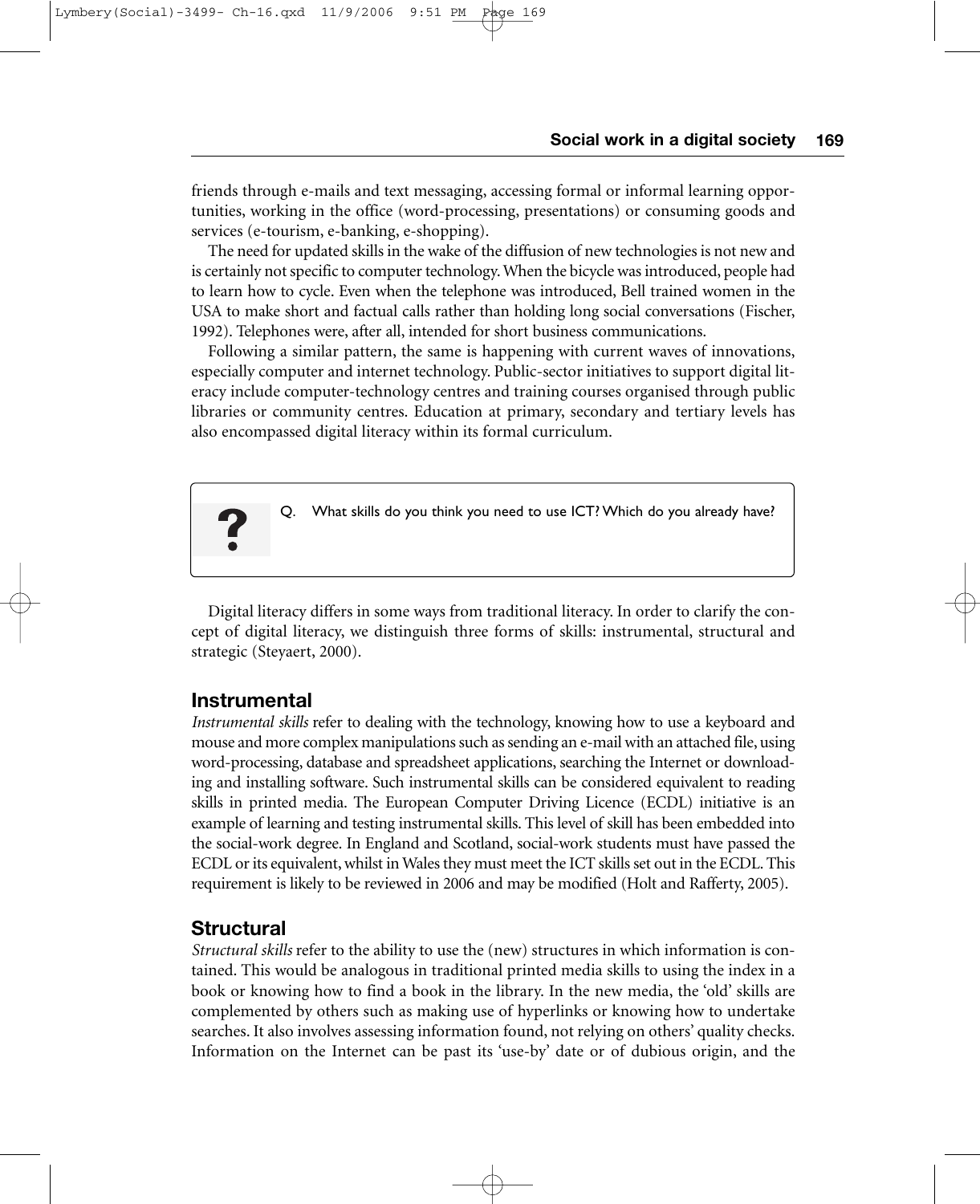friends through e-mails and text messaging, accessing formal or informal learning opportunities, working in the office (word-processing, presentations) or consuming goods and services (e-tourism, e-banking, e-shopping).

The need for updated skills in the wake of the diffusion of new technologies is not new and is certainly not specific to computer technology. When the bicycle was introduced, people had to learn how to cycle. Even when the telephone was introduced, Bell trained women in the USA to make short and factual calls rather than holding long social conversations (Fischer, 1992). Telephones were, after all, intended for short business communications.

Following a similar pattern, the same is happening with current waves of innovations, especially computer and internet technology. Public-sector initiatives to support digital literacy include computer-technology centres and training courses organised through public libraries or community centres. Education at primary, secondary and tertiary levels has also encompassed digital literacy within its formal curriculum.

> Q. What skills do you think you need to use ICT? Which do you already have?

Digital literacy differs in some ways from traditional literacy. In order to clarify the concept of digital literacy, we distinguish three forms of skills: instrumental, structural and strategic (Steyaert, 2000).

## Instrumental

*Instrumental skills* refer to dealing with the technology, knowing how to use a keyboard and mouse and more complex manipulations such as sending an e-mail with an attached file, using word-processing, database and spreadsheet applications, searching the Internet or downloading and installing software. Such instrumental skills can be considered equivalent to reading skills in printed media. The European Computer Driving Licence (ECDL) initiative is an example of learning and testing instrumental skills. This level of skill has been embedded into the social-work degree. In England and Scotland, social-work students must have passed the ECDL or its equivalent, whilst in Wales they must meet the ICT skills set out in the ECDL. This requirement is likely to be reviewed in 2006 and may be modified (Holt and Rafferty, 2005).

## Structural

*Structural skills* refer to the ability to use the (new) structures in which information is contained. This would be analogous in traditional printed media skills to using the index in a book or knowing how to find a book in the library. In the new media, the 'old' skills are complemented by others such as making use of hyperlinks or knowing how to undertake searches. It also involves assessing information found, not relying on others' quality checks. Information on the Internet can be past its 'use-by' date or of dubious origin, and the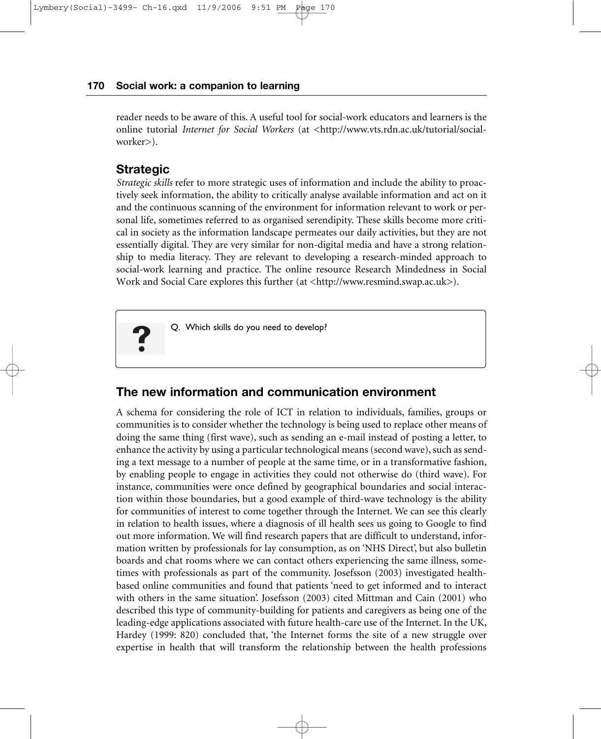reader needs to be aware of this. A useful tool for social-work educators and learners is the online tutorial *Internet for Social Workers* (at <http://www.vts.rdn.ac.uk/tutorial/social-worker>).

## Strategic

*Strategic skills* refer to more strategic uses of information and include the ability to proactively seek information, the ability to critically analyse available information and act on it and the continuous scanning of the environment for information relevant to work or personal life, sometimes referred to as organised serendipity. These skills become more critical in society as the information landscape permeates our daily activities, but they are not essentially digital. They are very similar for non-digital media and have a strong relationship to media literacy. They are relevant to developing a research-minded approach to social-work learning and practice. The online resource Research Mindedness in Social Work and Social Care explores this further (at <http://www.resmind.swap.ac.uk>).

> **?** Q. Which skills do you need to develop?

## The new information and communication environment

A schema for considering the role of ICT in relation to individuals, families, groups or communities is to consider whether the technology is being used to replace other means of doing the same thing (first wave), such as sending an e-mail instead of posting a letter, to enhance the activity by using a particular technological means (second wave), such as sending a text message to a number of people at the same time, or in a transformative fashion, by enabling people to engage in activities they could not otherwise do (third wave). For instance, communities were once defined by geographical boundaries and social interaction within those boundaries, but a good example of third-wave technology is the ability for communities of interest to come together through the Internet. We can see this clearly in relation to health issues, where a diagnosis of ill health sees us going to Google to find out more information. We will find research papers that are difficult to understand, information written by professionals for lay consumption, as on 'NHS Direct', but also bulletin boards and chat rooms where we can contact others experiencing the same illness, sometimes with professionals as part of the community. Josefsson (2003) investigated health-based online communities and found that patients 'need to get informed and to interact with others in the same situation'. Josefsson (2003) cited Mittman and Cain (2001) who described this type of community-building for patients and caregivers as being one of the leading-edge applications associated with future health-care use of the Internet. In the UK, Hardey (1999: 820) concluded that, 'the Internet forms the site of a new struggle over expertise in health that will transform the relationship between the health professions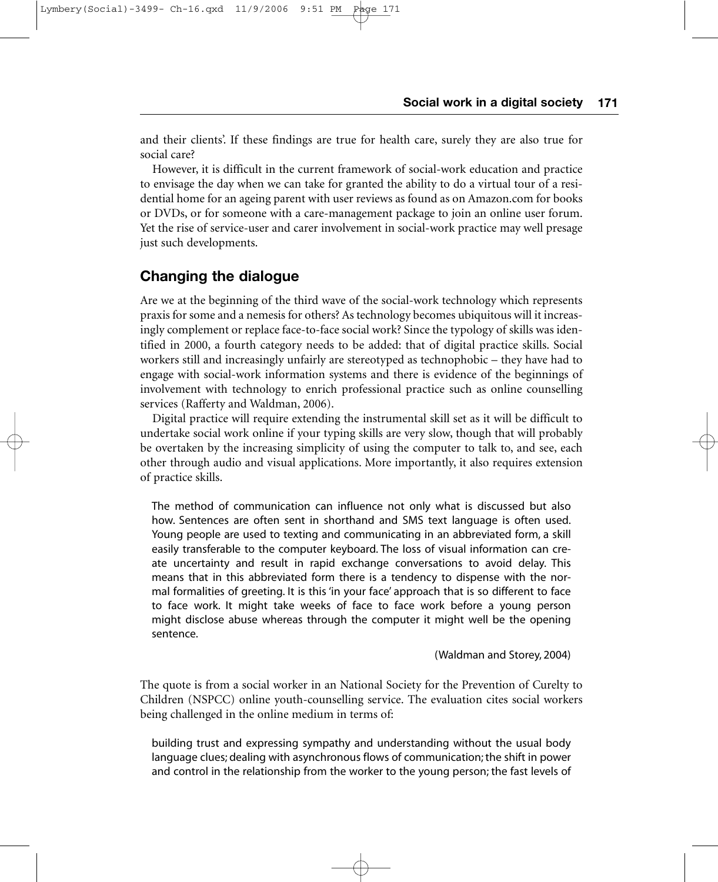and their clients'. If these findings are true for health care, surely they are also true for social care?

However, it is difficult in the current framework of social-work education and practice to envisage the day when we can take for granted the ability to do a virtual tour of a residential home for an ageing parent with user reviews as found as on Amazon.com for books or DVDs, or for someone with a care-management package to join an online user forum. Yet the rise of service-user and carer involvement in social-work practice may well presage just such developments.

## Changing the dialogue

Are we at the beginning of the third wave of the social-work technology which represents praxis for some and a nemesis for others? As technology becomes ubiquitous will it increasingly complement or replace face-to-face social work? Since the typology of skills was identified in 2000, a fourth category needs to be added: that of digital practice skills. Social workers still and increasingly unfairly are stereotyped as technophobic – they have had to engage with social-work information systems and there is evidence of the beginnings of involvement with technology to enrich professional practice such as online counselling services (Rafferty and Waldman, 2006).

Digital practice will require extending the instrumental skill set as it will be difficult to undertake social work online if your typing skills are very slow, though that will probably be overtaken by the increasing simplicity of using the computer to talk to, and see, each other through audio and visual applications. More importantly, it also requires extension of practice skills.

> The method of communication can influence not only what is discussed but also how. Sentences are often sent in shorthand and SMS text language is often used. Young people are used to texting and communicating in an abbreviated form, a skill easily transferable to the computer keyboard. The loss of visual information can create uncertainty and result in rapid exchange conversations to avoid delay. This means that in this abbreviated form there is a tendency to dispense with the normal formalities of greeting. It is this 'in your face' approach that is so different to face to face work. It might take weeks of face to face work before a young person might disclose abuse whereas through the computer it might well be the opening sentence.
>
> (Waldman and Storey, 2004)

The quote is from a social worker in an National Society for the Prevention of Curelty to Children (NSPCC) online youth-counselling service. The evaluation cites social workers being challenged in the online medium in terms of:

> building trust and expressing sympathy and understanding without the usual body language clues; dealing with asynchronous flows of communication; the shift in power and control in the relationship from the worker to the young person; the fast levels of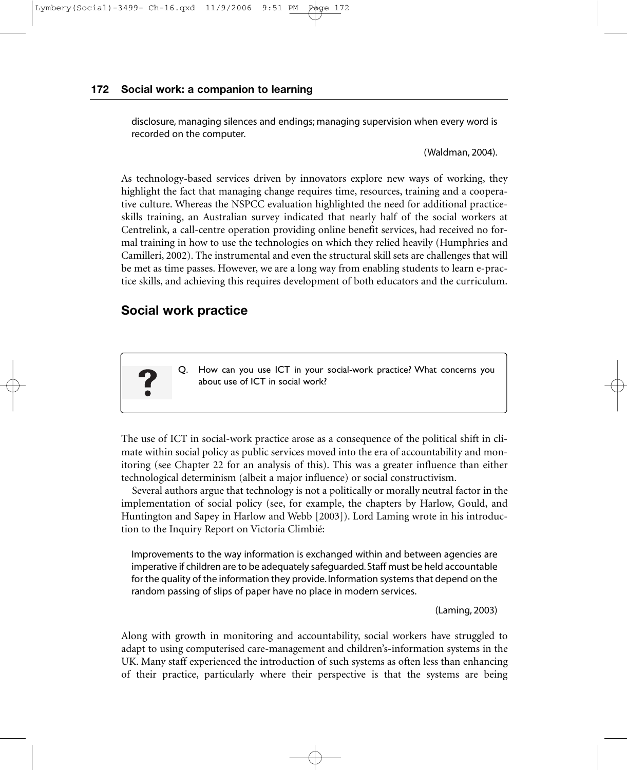disclosure, managing silences and endings; managing supervision when every word is recorded on the computer.

(Waldman, 2004).

As technology-based services driven by innovators explore new ways of working, they highlight the fact that managing change requires time, resources, training and a cooperative culture. Whereas the NSPCC evaluation highlighted the need for additional practice-skills training, an Australian survey indicated that nearly half of the social workers at Centrelink, a call-centre operation providing online benefit services, had received no formal training in how to use the technologies on which they relied heavily (Humphries and Camilleri, 2002). The instrumental and even the structural skill sets are challenges that will be met as time passes. However, we are a long way from enabling students to learn e-practice skills, and achieving this requires development of both educators and the curriculum.

## Social work practice

> **?** Q. How can you use ICT in your social-work practice? What concerns you about use of ICT in social work?

The use of ICT in social-work practice arose as a consequence of the political shift in climate within social policy as public services moved into the era of accountability and monitoring (see Chapter 22 for an analysis of this). This was a greater influence than either technological determinism (albeit a major influence) or social constructivism.

Several authors argue that technology is not a politically or morally neutral factor in the implementation of social policy (see, for example, the chapters by Harlow, Gould, and Huntington and Sapey in Harlow and Webb [2003]). Lord Laming wrote in his introduction to the Inquiry Report on Victoria Climbié:

> Improvements to the way information is exchanged within and between agencies are imperative if children are to be adequately safeguarded. Staff must be held accountable for the quality of the information they provide. Information systems that depend on the random passing of slips of paper have no place in modern services.
>
> (Laming, 2003)

Along with growth in monitoring and accountability, social workers have struggled to adapt to using computerised care-management and children's-information systems in the UK. Many staff experienced the introduction of such systems as often less than enhancing of their practice, particularly where their perspective is that the systems are being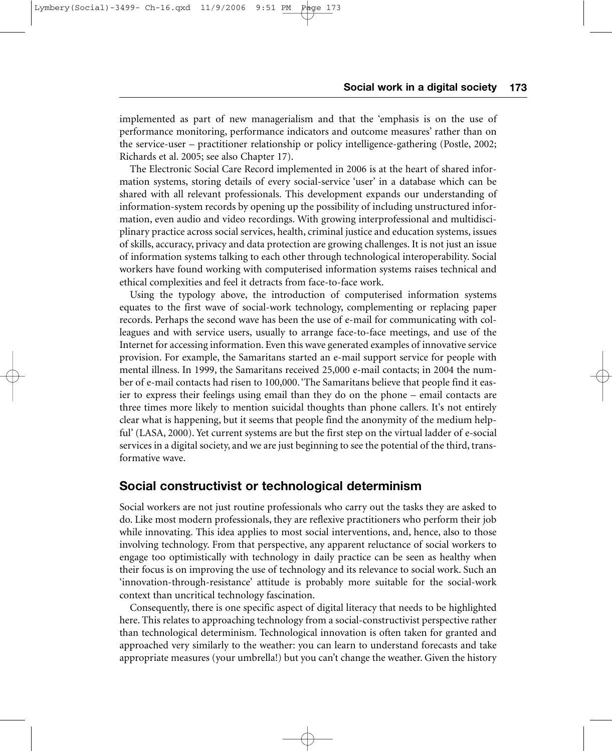implemented as part of new managerialism and that the 'emphasis is on the use of performance monitoring, performance indicators and outcome measures' rather than on the service-user – practitioner relationship or policy intelligence-gathering (Postle, 2002; Richards et al. 2005; see also Chapter 17).

The Electronic Social Care Record implemented in 2006 is at the heart of shared information systems, storing details of every social-service 'user' in a database which can be shared with all relevant professionals. This development expands our understanding of information-system records by opening up the possibility of including unstructured information, even audio and video recordings. With growing interprofessional and multidisciplinary practice across social services, health, criminal justice and education systems, issues of skills, accuracy, privacy and data protection are growing challenges. It is not just an issue of information systems talking to each other through technological interoperability. Social workers have found working with computerised information systems raises technical and ethical complexities and feel it detracts from face-to-face work.

Using the typology above, the introduction of computerised information systems equates to the first wave of social-work technology, complementing or replacing paper records. Perhaps the second wave has been the use of e-mail for communicating with colleagues and with service users, usually to arrange face-to-face meetings, and use of the Internet for accessing information. Even this wave generated examples of innovative service provision. For example, the Samaritans started an e-mail support service for people with mental illness. In 1999, the Samaritans received 25,000 e-mail contacts; in 2004 the number of e-mail contacts had risen to 100,000. 'The Samaritans believe that people find it easier to express their feelings using email than they do on the phone – email contacts are three times more likely to mention suicidal thoughts than phone callers. It's not entirely clear what is happening, but it seems that people find the anonymity of the medium helpful' (LASA, 2000). Yet current systems are but the first step on the virtual ladder of e-social services in a digital society, and we are just beginning to see the potential of the third, transformative wave.

## Social constructivist or technological determinism

Social workers are not just routine professionals who carry out the tasks they are asked to do. Like most modern professionals, they are reflexive practitioners who perform their job while innovating. This idea applies to most social interventions, and, hence, also to those involving technology. From that perspective, any apparent reluctance of social workers to engage too optimistically with technology in daily practice can be seen as healthy when their focus is on improving the use of technology and its relevance to social work. Such an 'innovation-through-resistance' attitude is probably more suitable for the social-work context than uncritical technology fascination.

Consequently, there is one specific aspect of digital literacy that needs to be highlighted here. This relates to approaching technology from a social-constructivist perspective rather than technological determinism. Technological innovation is often taken for granted and approached very similarly to the weather: you can learn to understand forecasts and take appropriate measures (your umbrella!) but you can't change the weather. Given the history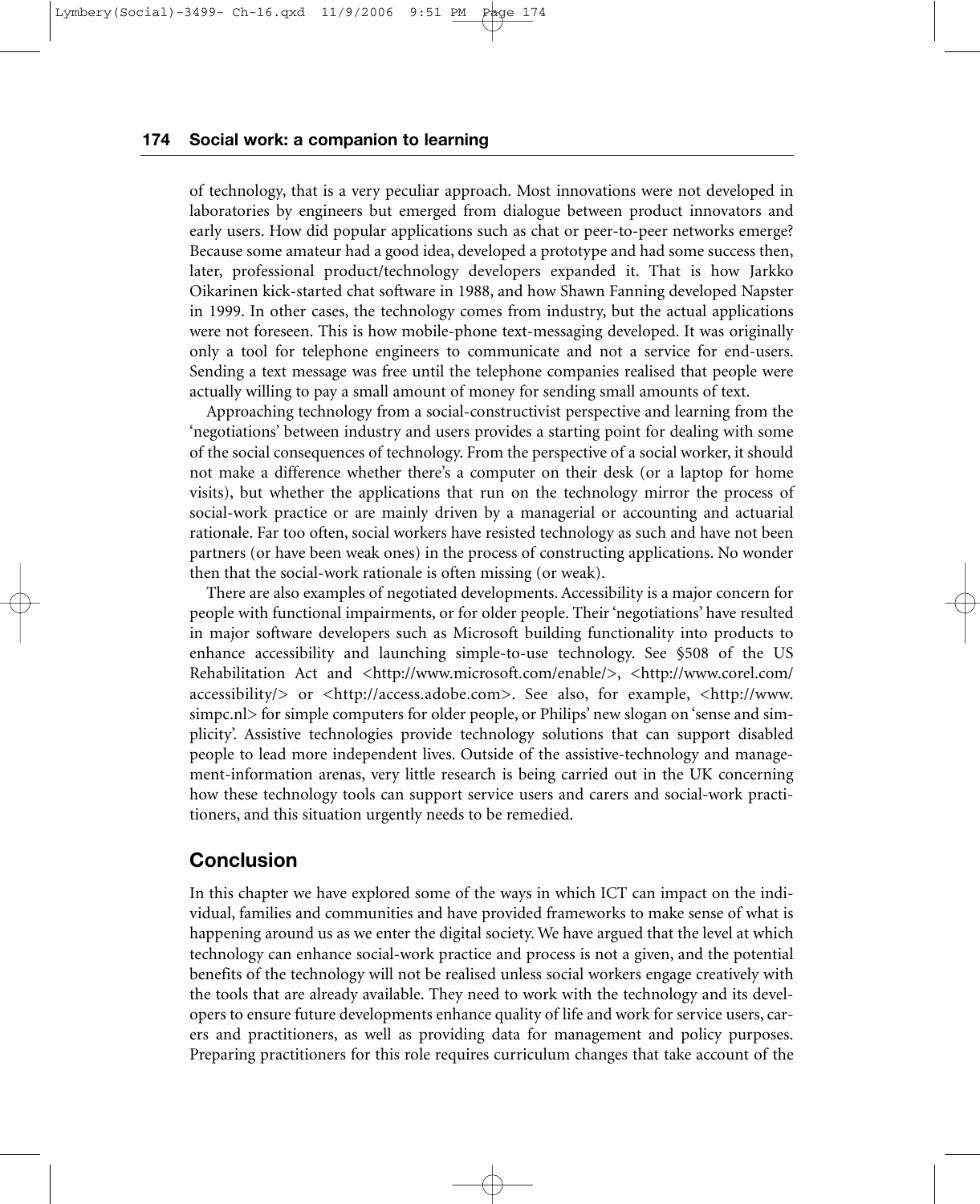of technology, that is a very peculiar approach. Most innovations were not developed in laboratories by engineers but emerged from dialogue between product innovators and early users. How did popular applications such as chat or peer-to-peer networks emerge? Because some amateur had a good idea, developed a prototype and had some success then, later, professional product/technology developers expanded it. That is how Jarkko Oikarinen kick-started chat software in 1988, and how Shawn Fanning developed Napster in 1999. In other cases, the technology comes from industry, but the actual applications were not foreseen. This is how mobile-phone text-messaging developed. It was originally only a tool for telephone engineers to communicate and not a service for end-users. Sending a text message was free until the telephone companies realised that people were actually willing to pay a small amount of money for sending small amounts of text.

Approaching technology from a social-constructivist perspective and learning from the 'negotiations' between industry and users provides a starting point for dealing with some of the social consequences of technology. From the perspective of a social worker, it should not make a difference whether there's a computer on their desk (or a laptop for home visits), but whether the applications that run on the technology mirror the process of social-work practice or are mainly driven by a managerial or accounting and actuarial rationale. Far too often, social workers have resisted technology as such and have not been partners (or have been weak ones) in the process of constructing applications. No wonder then that the social-work rationale is often missing (or weak).

There are also examples of negotiated developments. Accessibility is a major concern for people with functional impairments, or for older people. Their 'negotiations' have resulted in major software developers such as Microsoft building functionality into products to enhance accessibility and launching simple-to-use technology. See §508 of the US Rehabilitation Act and <http://www.microsoft.com/enable/>, <http://www.corel.com/accessibility/> or <http://access.adobe.com>. See also, for example, <http://www.simpc.nl> for simple computers for older people, or Philips' new slogan on 'sense and simplicity'. Assistive technologies provide technology solutions that can support disabled people to lead more independent lives. Outside of the assistive-technology and management-information arenas, very little research is being carried out in the UK concerning how these technology tools can support service users and carers and social-work practitioners, and this situation urgently needs to be remedied.

## Conclusion

In this chapter we have explored some of the ways in which ICT can impact on the individual, families and communities and have provided frameworks to make sense of what is happening around us as we enter the digital society. We have argued that the level at which technology can enhance social-work practice and process is not a given, and the potential benefits of the technology will not be realised unless social workers engage creatively with the tools that are already available. They need to work with the technology and its developers to ensure future developments enhance quality of life and work for service users, carers and practitioners, as well as providing data for management and policy purposes. Preparing practitioners for this role requires curriculum changes that take account of the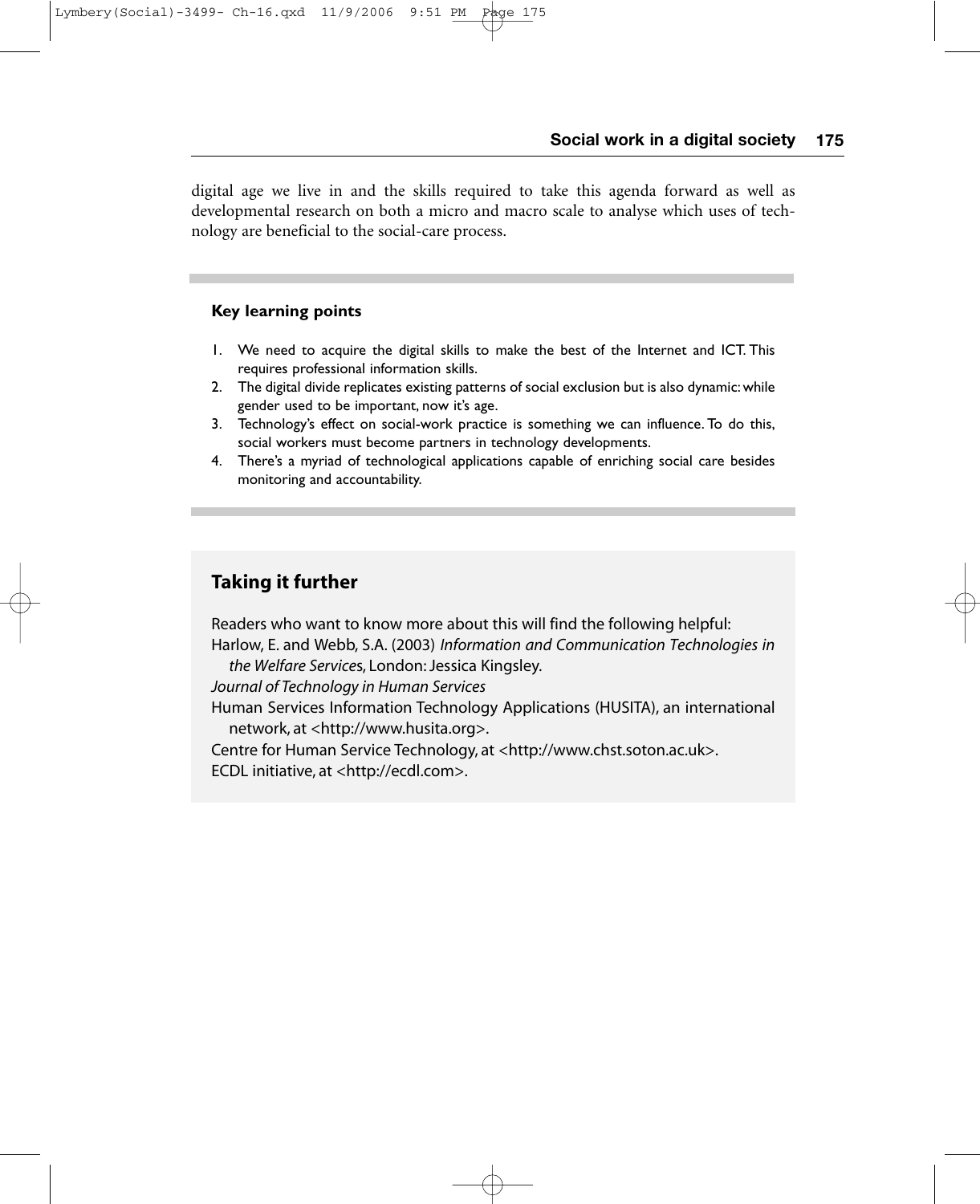digital age we live in and the skills required to take this agenda forward as well as developmental research on both a micro and macro scale to analyse which uses of technology are beneficial to the social-care process.

### Key learning points

1. We need to acquire the digital skills to make the best of the Internet and ICT. This requires professional information skills.
2. The digital divide replicates existing patterns of social exclusion but is also dynamic: while gender used to be important, now it's age.
3. Technology's effect on social-work practice is something we can influence. To do this, social workers must become partners in technology developments.
4. There's a myriad of technological applications capable of enriching social care besides monitoring and accountability.

## Taking it further

Readers who want to know more about this will find the following helpful:

Harlow, E. and Webb, S.A. (2003) *Information and Communication Technologies in the Welfare Services*, London: Jessica Kingsley.

*Journal of Technology in Human Services*

Human Services Information Technology Applications (HUSITA), an international network, at <http://www.husita.org>.

Centre for Human Service Technology, at <http://www.chst.soton.ac.uk>.

ECDL initiative, at <http://ecdl.com>.